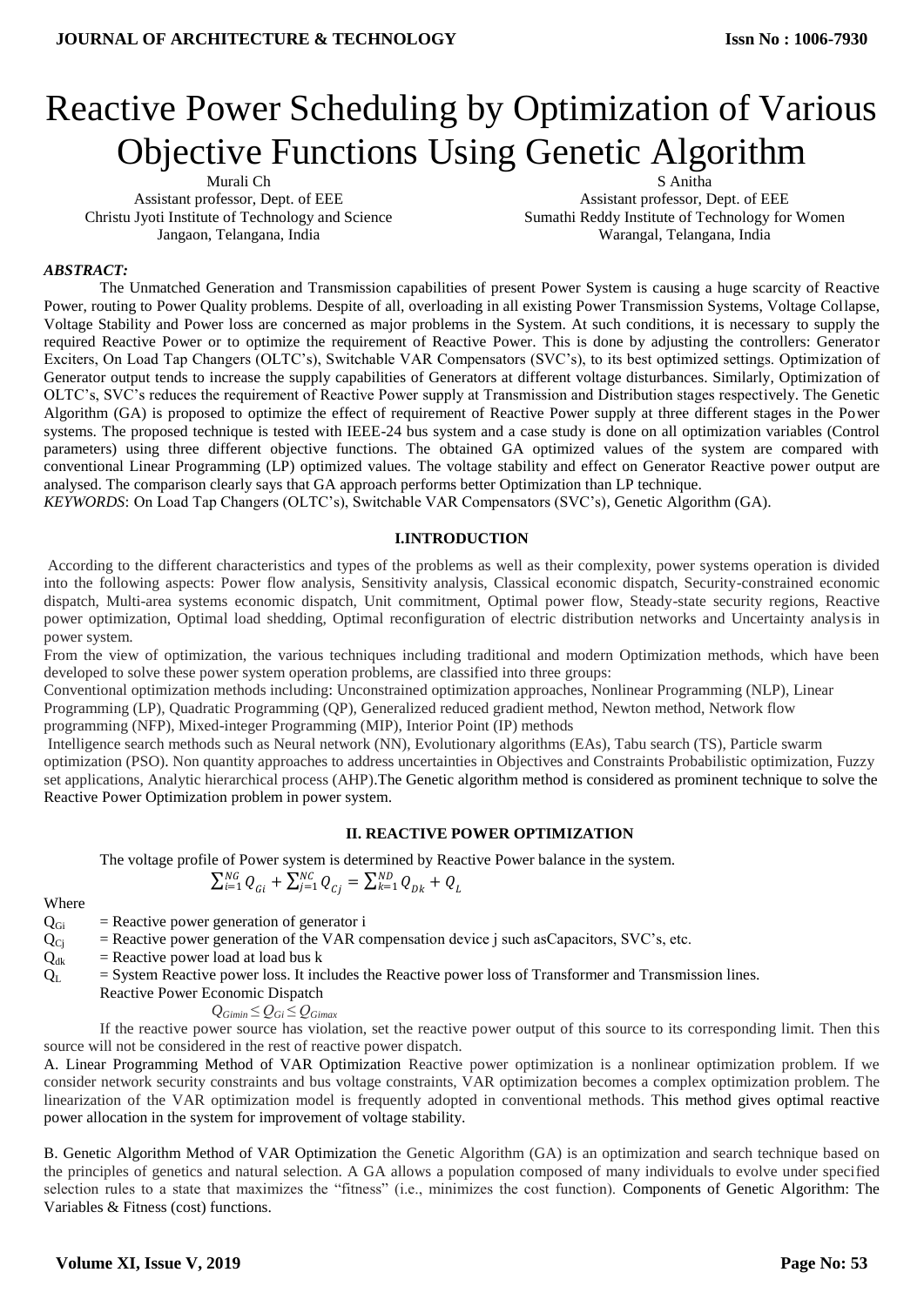# Reactive Power Scheduling by Optimization of Various Objective Functions Using Genetic Algorithm

Murali Ch
Assistant professor, Dept. of EEE
Christu Jyoti Institute of Technology and Science
Jangaon, Telangana, India

S Anitha
Assistant professor, Dept. of EEE
Sumathi Reddy Institute of Technology for Women
Warangal, Telangana, India

***ABSTRACT:***

The Unmatched Generation and Transmission capabilities of present Power System is causing a huge scarcity of Reactive Power, routing to Power Quality problems. Despite of all, overloading in all existing Power Transmission Systems, Voltage Collapse, Voltage Stability and Power loss are concerned as major problems in the System. At such conditions, it is necessary to supply the required Reactive Power or to optimize the requirement of Reactive Power. This is done by adjusting the controllers: Generator Exciters, On Load Tap Changers (OLTC's), Switchable VAR Compensators (SVC's), to its best optimized settings. Optimization of Generator output tends to increase the supply capabilities of Generators at different voltage disturbances. Similarly, Optimization of OLTC's, SVC's reduces the requirement of Reactive Power supply at Transmission and Distribution stages respectively. The Genetic Algorithm (GA) is proposed to optimize the effect of requirement of Reactive Power supply at three different stages in the Power systems. The proposed technique is tested with IEEE-24 bus system and a case study is done on all optimization variables (Control parameters) using three different objective functions. The obtained GA optimized values of the system are compared with conventional Linear Programming (LP) optimized values. The voltage stability and effect on Generator Reactive power output are analysed. The comparison clearly says that GA approach performs better Optimization than LP technique.

*KEYWORDS*: On Load Tap Changers (OLTC's), Switchable VAR Compensators (SVC's), Genetic Algorithm (GA).

## I.INTRODUCTION

According to the different characteristics and types of the problems as well as their complexity, power systems operation is divided into the following aspects: Power flow analysis, Sensitivity analysis, Classical economic dispatch, Security-constrained economic dispatch, Multi-area systems economic dispatch, Unit commitment, Optimal power flow, Steady-state security regions, Reactive power optimization, Optimal load shedding, Optimal reconfiguration of electric distribution networks and Uncertainty analysis in power system.

From the view of optimization, the various techniques including traditional and modern Optimization methods, which have been developed to solve these power system operation problems, are classified into three groups:

Conventional optimization methods including: Unconstrained optimization approaches, Nonlinear Programming (NLP), Linear Programming (LP), Quadratic Programming (QP), Generalized reduced gradient method, Newton method, Network flow programming (NFP), Mixed-integer Programming (MIP), Interior Point (IP) methods

Intelligence search methods such as Neural network (NN), Evolutionary algorithms (EAs), Tabu search (TS), Particle swarm optimization (PSO). Non quantity approaches to address uncertainties in Objectives and Constraints Probabilistic optimization, Fuzzy set applications, Analytic hierarchical process (AHP).The Genetic algorithm method is considered as prominent technique to solve the Reactive Power Optimization problem in power system.

## II. REACTIVE POWER OPTIMIZATION

The voltage profile of Power system is determined by Reactive Power balance in the system.

$$\sum_{i=1}^{NG} Q_{Gi} + \sum_{j=1}^{NC} Q_{Cj} = \sum_{k=1}^{ND} Q_{Dk} + Q_L$$

Where

$Q_{Gi}$ = Reactive power generation of generator i

$Q_{Cj}$ = Reactive power generation of the VAR compensation device j such asCapacitors, SVC's, etc.

$Q_{dk}$ = Reactive power load at load bus k

$Q_L$ = System Reactive power loss. It includes the Reactive power loss of Transformer and Transmission lines.

Reactive Power Economic Dispatch

$$Q_{Gimin} \leq Q_{Gi} \leq Q_{Gimax}$$

If the reactive power source has violation, set the reactive power output of this source to its corresponding limit. Then this source will not be considered in the rest of reactive power dispatch.

A. Linear Programming Method of VAR Optimization Reactive power optimization is a nonlinear optimization problem. If we consider network security constraints and bus voltage constraints, VAR optimization becomes a complex optimization problem. The linearization of the VAR optimization model is frequently adopted in conventional methods. This method gives optimal reactive power allocation in the system for improvement of voltage stability.

B. Genetic Algorithm Method of VAR Optimization the Genetic Algorithm (GA) is an optimization and search technique based on the principles of genetics and natural selection. A GA allows a population composed of many individuals to evolve under specified selection rules to a state that maximizes the "fitness" (i.e., minimizes the cost function). Components of Genetic Algorithm: The Variables & Fitness (cost) functions.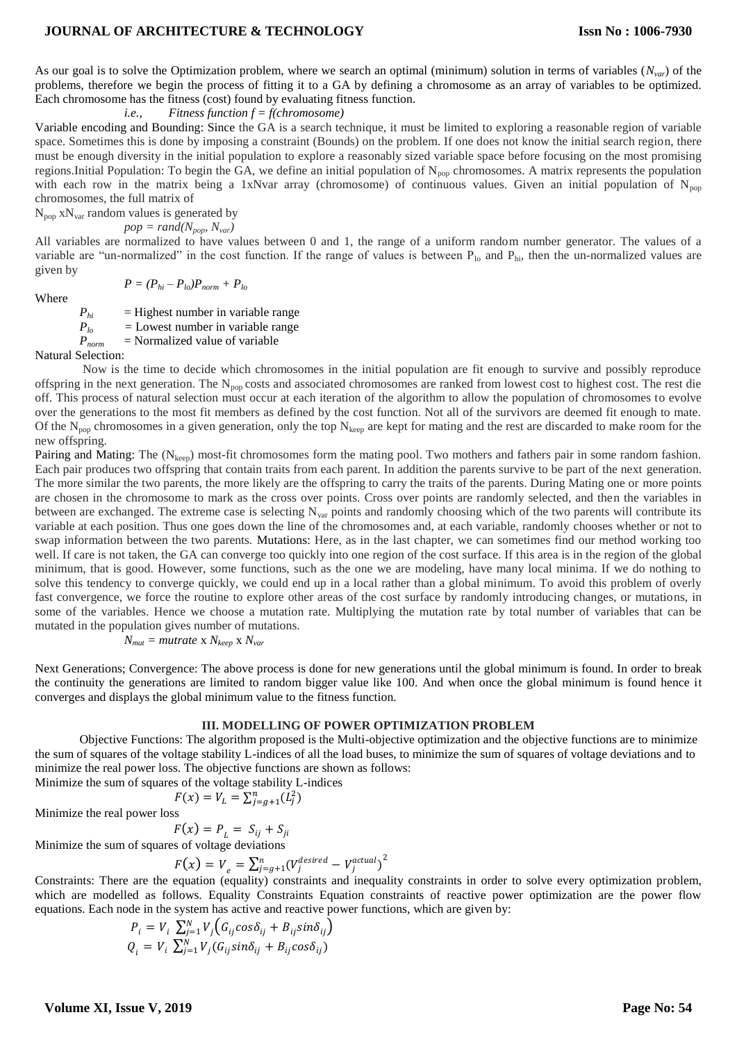As our goal is to solve the Optimization problem, where we search an optimal (minimum) solution in terms of variables ($N_{var}$) of the problems, therefore we begin the process of fitting it to a GA by defining a chromosome as an array of variables to be optimized. Each chromosome has the fitness (cost) found by evaluating fitness function.

*i.e., Fitness function f = f(chromosome)*

Variable encoding and Bounding: Since the GA is a search technique, it must be limited to exploring a reasonable region of variable space. Sometimes this is done by imposing a constraint (Bounds) on the problem. If one does not know the initial search region, there must be enough diversity in the initial population to explore a reasonably sized variable space before focusing on the most promising regions.Initial Population: To begin the GA, we define an initial population of $N_{pop}$ chromosomes. A matrix represents the population with each row in the matrix being a 1xNvar array (chromosome) of continuous values. Given an initial population of $N_{pop}$ chromosomes, the full matrix of

$N_{pop}$ x$N_{var}$ random values is generated by

$$pop = rand(N_{pop}, N_{var})$$

All variables are normalized to have values between 0 and 1, the range of a uniform random number generator. The values of a variable are "un-normalized" in the cost function. If the range of values is between $P_{lo}$ and $P_{hi}$, then the un-normalized values are given by

$$P = (P_{hi} - P_{lo})P_{norm} + P_{lo}$$

Where

$P_{hi}$ = Highest number in variable range

$P_{lo}$ = Lowest number in variable range

$P_{norm}$ = Normalized value of variable

Natural Selection:

Now is the time to decide which chromosomes in the initial population are fit enough to survive and possibly reproduce offspring in the next generation. The $N_{pop}$ costs and associated chromosomes are ranked from lowest cost to highest cost. The rest die off. This process of natural selection must occur at each iteration of the algorithm to allow the population of chromosomes to evolve over the generations to the most fit members as defined by the cost function. Not all of the survivors are deemed fit enough to mate. Of the $N_{pop}$ chromosomes in a given generation, only the top $N_{keep}$ are kept for mating and the rest are discarded to make room for the new offspring.

Pairing and Mating: The ($N_{keep}$) most-fit chromosomes form the mating pool. Two mothers and fathers pair in some random fashion. Each pair produces two offspring that contain traits from each parent. In addition the parents survive to be part of the next generation. The more similar the two parents, the more likely are the offspring to carry the traits of the parents. During Mating one or more points are chosen in the chromosome to mark as the cross over points. Cross over points are randomly selected, and then the variables in between are exchanged. The extreme case is selecting $N_{var}$ points and randomly choosing which of the two parents will contribute its variable at each position. Thus one goes down the line of the chromosomes and, at each variable, randomly chooses whether or not to swap information between the two parents. Mutations: Here, as in the last chapter, we can sometimes find our method working too well. If care is not taken, the GA can converge too quickly into one region of the cost surface. If this area is in the region of the global minimum, that is good. However, some functions, such as the one we are modeling, have many local minima. If we do nothing to solve this tendency to converge quickly, we could end up in a local rather than a global minimum. To avoid this problem of overly fast convergence, we force the routine to explore other areas of the cost surface by randomly introducing changes, or mutations, in some of the variables. Hence we choose a mutation rate. Multiplying the mutation rate by total number of variables that can be mutated in the population gives number of mutations.

$$N_{mut} = mutrate \times N_{keep} \times N_{var}$$

Next Generations; Convergence: The above process is done for new generations until the global minimum is found. In order to break the continuity the generations are limited to random bigger value like 100. And when once the global minimum is found hence it converges and displays the global minimum value to the fitness function.

## III. MODELLING OF POWER OPTIMIZATION PROBLEM

Objective Functions: The algorithm proposed is the Multi-objective optimization and the objective functions are to minimize the sum of squares of the voltage stability L-indices of all the load buses, to minimize the sum of squares of voltage deviations and to minimize the real power loss. The objective functions are shown as follows:

Minimize the sum of squares of the voltage stability L-indices

$$F(x) = V_L = \sum_{j=g+1}^{n}(L_j^2)$$

Minimize the real power loss

$$F(x) = P_L = S_{ij} + S_{ji}$$

Minimize the sum of squares of voltage deviations

$$F(x) = V_e = \sum_{j=g+1}^{n}(V_j^{desired} - V_j^{actual})^2$$

Constraints: There are the equation (equality) constraints and inequality constraints in order to solve every optimization problem, which are modelled as follows. Equality Constraints Equation constraints of reactive power optimization are the power flow equations. Each node in the system has active and reactive power functions, which are given by:

$$P_i = V_i \sum_{j=1}^{N} V_j\left(G_{ij}cos\delta_{ij} + B_{ij}sin\delta_{ij}\right)$$

$$Q_i = V_i \sum_{j=1}^{N} V_j(G_{ij}sin\delta_{ij} + B_{ij}cos\delta_{ij})$$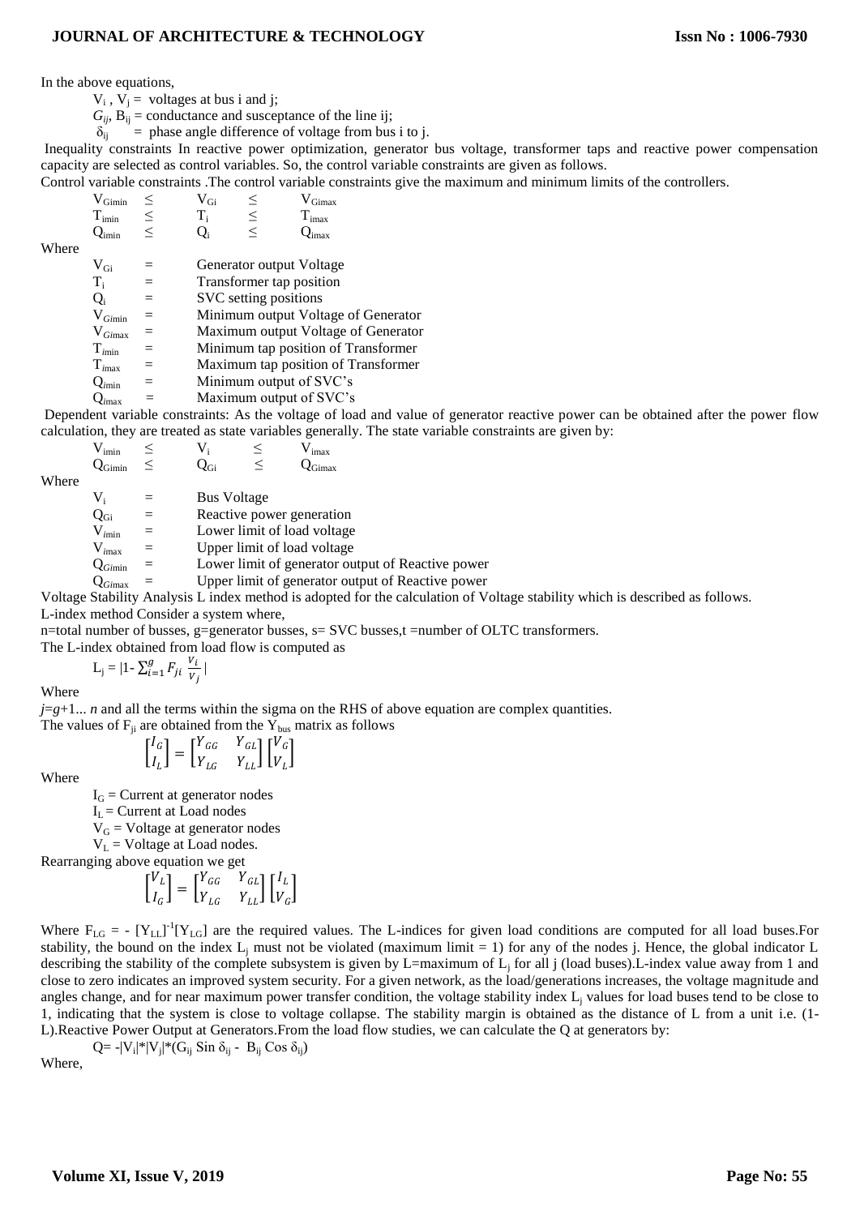In the above equations,

$V_i$ , $V_j$ = voltages at bus i and j;

$G_{ij}$, $B_{ij}$ = conductance and susceptance of the line ij;

$\delta_{ij}$ = phase angle difference of voltage from bus i to j.

Inequality constraints In reactive power optimization, generator bus voltage, transformer taps and reactive power compensation capacity are selected as control variables. So, the control variable constraints are given as follows.

Control variable constraints .The control variable constraints give the maximum and minimum limits of the controllers.

$$V_{Gimin} \leq V_{Gi} \leq V_{Gimax}$$

$$T_{imin} \leq T_i \leq T_{imax}$$

$$Q_{imin} \leq Q_i \leq Q_{imax}$$

Where

$V_{Gi}$ = Generator output Voltage

$T_i$ = Transformer tap position

$Q_i$ = SVC setting positions

$V_{Gimin}$ = Minimum output Voltage of Generator

$V_{Gimax}$ = Maximum output Voltage of Generator

$T_{imin}$ = Minimum tap position of Transformer

$T_{imax}$ = Maximum tap position of Transformer

$Q_{imin}$ = Minimum output of SVC's

$Q_{imax}$ = Maximum output of SVC's

Dependent variable constraints: As the voltage of load and value of generator reactive power can be obtained after the power flow calculation, they are treated as state variables generally. The state variable constraints are given by:

$$V_{imin} \leq V_i \leq V_{imax}$$

$$Q_{Gimin} \leq Q_{Gi} \leq Q_{Gimax}$$

Where

$V_i$ = Bus Voltage

$Q_{Gi}$ = Reactive power generation

$V_{imin}$ = Lower limit of load voltage

$V_{imax}$ = Upper limit of load voltage

$Q_{Gimin}$ = Lower limit of generator output of Reactive power

$Q_{Gimax}$ = Upper limit of generator output of Reactive power

Voltage Stability Analysis L index method is adopted for the calculation of Voltage stability which is described as follows.

L-index method Consider a system where,

n=total number of busses, g=generator busses, s= SVC busses,t =number of OLTC transformers.

The L-index obtained from load flow is computed as

$$L_j = \left|1 - \sum_{i=1}^{g} F_{ji} \frac{V_i}{V_j}\right|$$

Where

$j=g+1...\,n$ and all the terms within the sigma on the RHS of above equation are complex quantities.

The values of $F_{ji}$ are obtained from the $Y_{bus}$ matrix as follows

$$\begin{bmatrix} I_G \\ I_L \end{bmatrix} = \begin{bmatrix} Y_{GG} & Y_{GL} \\ Y_{LG} & Y_{LL} \end{bmatrix} \begin{bmatrix} V_G \\ V_L \end{bmatrix}$$

Where

$I_G$ = Current at generator nodes

$I_L$ = Current at Load nodes

$V_G$ = Voltage at generator nodes

$V_L$ = Voltage at Load nodes.

Rearranging above equation we get

$$\begin{bmatrix} V_L \\ I_G \end{bmatrix} = \begin{bmatrix} Y_{GG} & Y_{GL} \\ Y_{LG} & Y_{LL} \end{bmatrix} \begin{bmatrix} I_L \\ V_G \end{bmatrix}$$

Where $F_{LG} = -[Y_{LL}]^{-1}[Y_{LG}]$ are the required values. The L-indices for given load conditions are computed for all load buses.For stability, the bound on the index $L_j$ must not be violated (maximum limit = 1) for any of the nodes j. Hence, the global indicator L describing the stability of the complete subsystem is given by L=maximum of $L_j$ for all j (load buses).L-index value away from 1 and close to zero indicates an improved system security. For a given network, as the load/generations increases, the voltage magnitude and angles change, and for near maximum power transfer condition, the voltage stability index $L_j$ values for load buses tend to be close to 1, indicating that the system is close to voltage collapse. The stability margin is obtained as the distance of L from a unit i.e. (1-L).Reactive Power Output at Generators.From the load flow studies, we can calculate the Q at generators by:

$$Q = -|V_i|*|V_j|*(G_{ij} \sin \delta_{ij} - B_{ij} \cos \delta_{ij})$$

Where,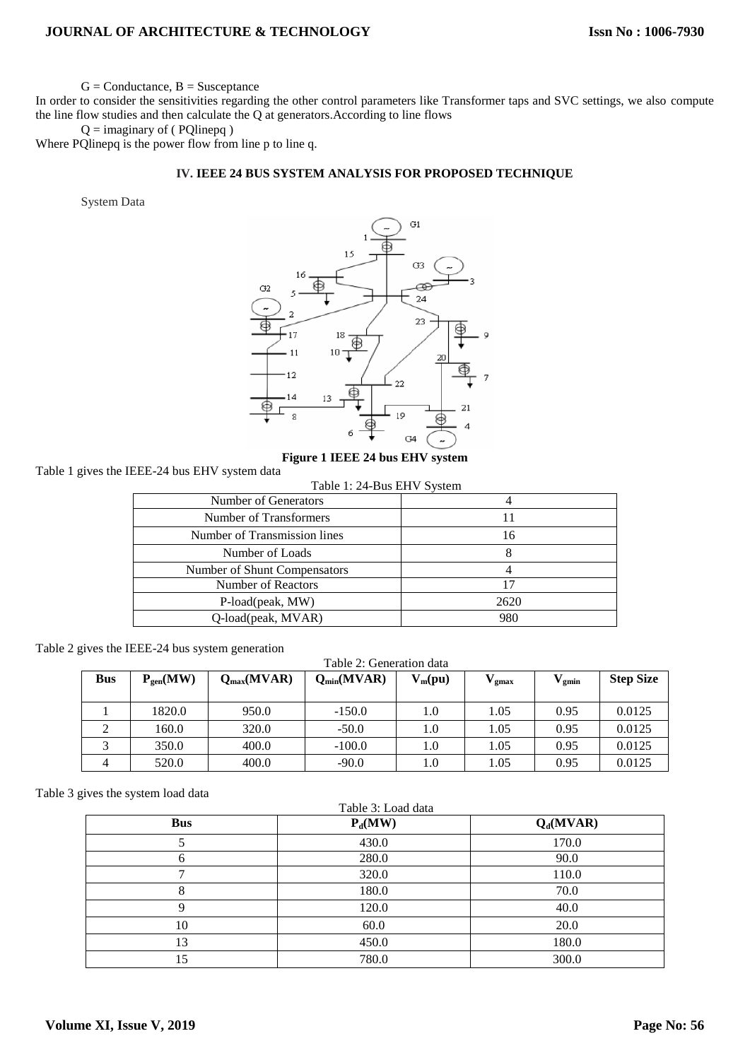G = Conductance, B = Susceptance

In order to consider the sensitivities regarding the other control parameters like Transformer taps and SVC settings, we also compute the line flow studies and then calculate the Q at generators.According to line flows

Q = imaginary of ( PQlinepq )

Where PQlinepq is the power flow from line p to line q.

## IV. IEEE 24 BUS SYSTEM ANALYSIS FOR PROPOSED TECHNIQUE

System Data

**Figure 1 IEEE 24 bus EHV system**

Table 1 gives the IEEE-24 bus EHV system data

Table 1: 24-Bus EHV System

| | |
|---|---|
| Number of Generators | 4 |
| Number of Transformers | 11 |
| Number of Transmission lines | 16 |
| Number of Loads | 8 |
| Number of Shunt Compensators | 4 |
| Number of Reactors | 17 |
| P-load(peak, MW) | 2620 |
| Q-load(peak, MVAR) | 980 |

Table 2 gives the IEEE-24 bus system generation

Table 2: Generation data

| Bus | $P_{gen}$(MW) | $Q_{max}$(MVAR) | $Q_{min}$(MVAR) | $V_m$(pu) | $V_{gmax}$ | $V_{gmin}$ | Step Size |
|---|---|---|---|---|---|---|---|
| 1 | 1820.0 | 950.0 | -150.0 | 1.0 | 1.05 | 0.95 | 0.0125 |
| 2 | 160.0 | 320.0 | -50.0 | 1.0 | 1.05 | 0.95 | 0.0125 |
| 3 | 350.0 | 400.0 | -100.0 | 1.0 | 1.05 | 0.95 | 0.0125 |
| 4 | 520.0 | 400.0 | -90.0 | 1.0 | 1.05 | 0.95 | 0.0125 |

Table 3 gives the system load data

Table 3: Load data

| Bus | $P_d$(MW) | $Q_d$(MVAR) |
|---|---|---|
| 5 | 430.0 | 170.0 |
| 6 | 280.0 | 90.0 |
| 7 | 320.0 | 110.0 |
| 8 | 180.0 | 70.0 |
| 9 | 120.0 | 40.0 |
| 10 | 60.0 | 20.0 |
| 13 | 450.0 | 180.0 |
| 15 | 780.0 | 300.0 |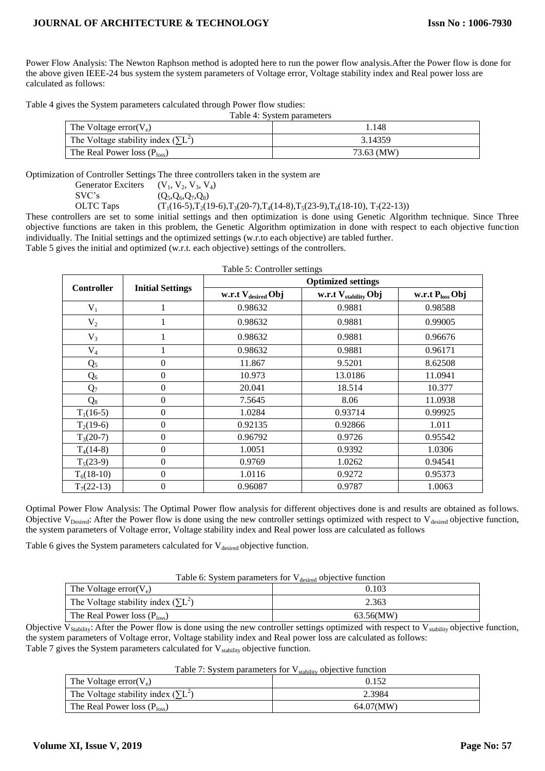Power Flow Analysis: The Newton Raphson method is adopted here to run the power flow analysis.After the Power flow is done for the above given IEEE-24 bus system the system parameters of Voltage error, Voltage stability index and Real power loss are calculated as follows:

Table 4 gives the System parameters calculated through Power flow studies:

Table 4: System parameters

| | |
|---|---|
| The Voltage error($V_e$) | 1.148 |
| The Voltage stability index ($\sum L^2$) | 3.14359 |
| The Real Power loss ($P_{loss}$) | 73.63 (MW) |

Optimization of Controller Settings The three controllers taken in the system are

Generator Exciters ($V_1$, $V_2$, $V_3$, $V_4$)
SVC's ($Q_5$,$Q_6$,$Q_7$,$Q_8$)
OLTC Taps ($T_1$(16-5),$T_2$(19-6),$T_3$(20-7),$T_4$(14-8),$T_5$(23-9),$T_6$(18-10), $T_7$(22-13))

These controllers are set to some initial settings and then optimization is done using Genetic Algorithm technique. Since Three objective functions are taken in this problem, the Genetic Algorithm optimization in done with respect to each objective function individually. The Initial settings and the optimized settings (w.r.to each objective) are tabled further.

Table 5 gives the initial and optimized (w.r.t. each objective) settings of the controllers.

Table 5: Controller settings

| Controller | Initial Settings | Optimized settings | | |
|---|---|---|---|---|
| | | w.r.t $V_{desired}$ Obj | w.r.t $V_{stability}$ Obj | w.r.t $P_{loss}$ Obj |
| $V_1$ | 1 | 0.98632 | 0.9881 | 0.98588 |
| $V_2$ | 1 | 0.98632 | 0.9881 | 0.99005 |
| $V_3$ | 1 | 0.98632 | 0.9881 | 0.96676 |
| $V_4$ | 1 | 0.98632 | 0.9881 | 0.96171 |
| $Q_5$ | 0 | 11.867 | 9.5201 | 8.62508 |
| $Q_6$ | 0 | 10.973 | 13.0186 | 11.0941 |
| $Q_7$ | 0 | 20.041 | 18.514 | 10.377 |
| $Q_8$ | 0 | 7.5645 | 8.06 | 11.0938 |
| $T_1$(16-5) | 0 | 1.0284 | 0.93714 | 0.99925 |
| $T_2$(19-6) | 0 | 0.92135 | 0.92866 | 1.011 |
| $T_3$(20-7) | 0 | 0.96792 | 0.9726 | 0.95542 |
| $T_4$(14-8) | 0 | 1.0051 | 0.9392 | 1.0306 |
| $T_5$(23-9) | 0 | 0.9769 | 1.0262 | 0.94541 |
| $T_6$(18-10) | 0 | 1.0116 | 0.9272 | 0.95373 |
| $T_7$(22-13) | 0 | 0.96087 | 0.9787 | 1.0063 |

Optimal Power Flow Analysis: The Optimal Power flow analysis for different objectives done is and results are obtained as follows. Objective $V_{Desired}$: After the Power flow is done using the new controller settings optimized with respect to $V_{desired}$ objective function, the system parameters of Voltage error, Voltage stability index and Real power loss are calculated as follows

Table 6 gives the System parameters calculated for $V_{desired}$ objective function.

Table 6: System parameters for $V_{desired}$ objective function

| | |
|---|---|
| The Voltage error($V_e$) | 0.103 |
| The Voltage stability index ($\sum L^2$) | 2.363 |
| The Real Power loss ($P_{loss}$) | 63.56(MW) |

Objective $V_{Stability}$: After the Power flow is done using the new controller settings optimized with respect to $V_{stability}$ objective function, the system parameters of Voltage error, Voltage stability index and Real power loss are calculated as follows:

Table 7 gives the System parameters calculated for $V_{stability}$ objective function.

Table 7: System parameters for $V_{stability}$ objective function

| | |
|---|---|
| The Voltage error($V_e$) | 0.152 |
| The Voltage stability index ($\sum L^2$) | 2.3984 |
| The Real Power loss ($P_{loss}$) | 64.07(MW) |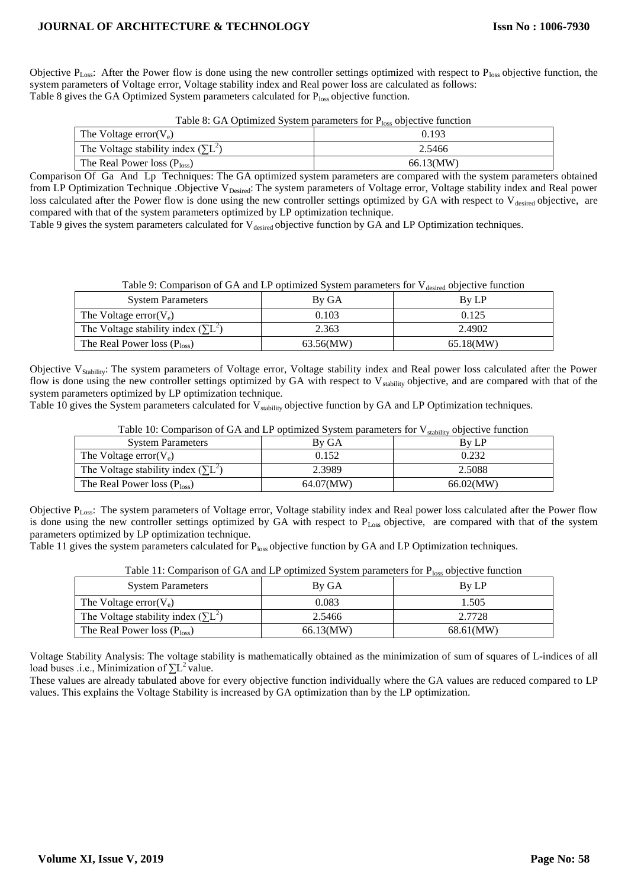Objective $P_{Loss}$: After the Power flow is done using the new controller settings optimized with respect to $P_{loss}$ objective function, the system parameters of Voltage error, Voltage stability index and Real power loss are calculated as follows:
Table 8 gives the GA Optimized System parameters calculated for $P_{loss}$ objective function.

Table 8: GA Optimized System parameters for $P_{loss}$ objective function

| | |
|---|---|
| The Voltage error($V_e$) | 0.193 |
| The Voltage stability index ($\sum L^2$) | 2.5466 |
| The Real Power loss ($P_{loss}$) | 66.13(MW) |

Comparison Of Ga And Lp Techniques: The GA optimized system parameters are compared with the system parameters obtained from LP Optimization Technique .Objective $V_{Desired}$: The system parameters of Voltage error, Voltage stability index and Real power loss calculated after the Power flow is done using the new controller settings optimized by GA with respect to $V_{desired}$ objective, are compared with that of the system parameters optimized by LP optimization technique.
Table 9 gives the system parameters calculated for $V_{desired}$ objective function by GA and LP Optimization techniques.

Table 9: Comparison of GA and LP optimized System parameters for $V_{desired}$ objective function

| System Parameters | By GA | By LP |
|---|---|---|
| The Voltage error($V_e$) | 0.103 | 0.125 |
| The Voltage stability index ($\sum L^2$) | 2.363 | 2.4902 |
| The Real Power loss ($P_{loss}$) | 63.56(MW) | 65.18(MW) |

Objective $V_{Stability}$: The system parameters of Voltage error, Voltage stability index and Real power loss calculated after the Power flow is done using the new controller settings optimized by GA with respect to $V_{stability}$ objective, and are compared with that of the system parameters optimized by LP optimization technique.
Table 10 gives the System parameters calculated for $V_{stability}$ objective function by GA and LP Optimization techniques.

Table 10: Comparison of GA and LP optimized System parameters for $V_{stability}$ objective function

| System Parameters | By GA | By LP |
|---|---|---|
| The Voltage error($V_e$) | 0.152 | 0.232 |
| The Voltage stability index ($\sum L^2$) | 2.3989 | 2.5088 |
| The Real Power loss ($P_{loss}$) | 64.07(MW) | 66.02(MW) |

Objective $P_{Loss}$: The system parameters of Voltage error, Voltage stability index and Real power loss calculated after the Power flow is done using the new controller settings optimized by GA with respect to $P_{Loss}$ objective, are compared with that of the system parameters optimized by LP optimization technique.
Table 11 gives the system parameters calculated for $P_{loss}$ objective function by GA and LP Optimization techniques.

Table 11: Comparison of GA and LP optimized System parameters for $P_{loss}$ objective function

| System Parameters | By GA | By LP |
|---|---|---|
| The Voltage error($V_e$) | 0.083 | 1.505 |
| The Voltage stability index ($\sum L^2$) | 2.5466 | 2.7728 |
| The Real Power loss ($P_{loss}$) | 66.13(MW) | 68.61(MW) |

Voltage Stability Analysis: The voltage stability is mathematically obtained as the minimization of sum of squares of L-indices of all load buses .i.e., Minimization of $\sum L^2$ value.
These values are already tabulated above for every objective function individually where the GA values are reduced compared to LP values. This explains the Voltage Stability is increased by GA optimization than by the LP optimization.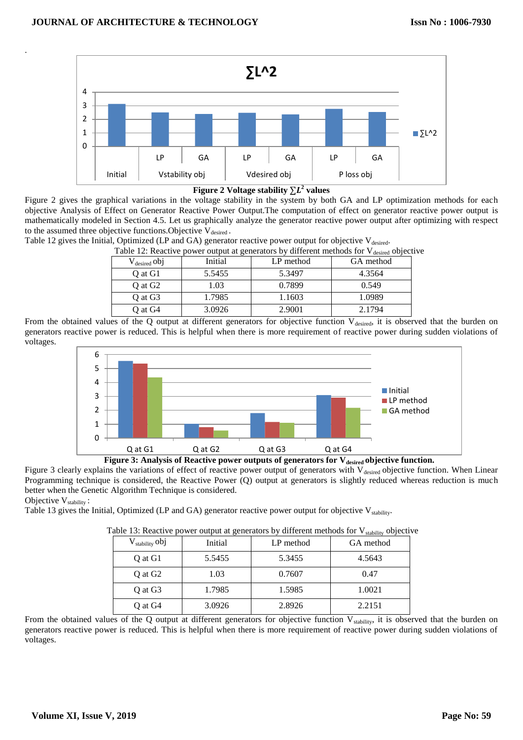**Figure 2 Voltage stability $\sum L^2$ values**

Figure 2 gives the graphical variations in the voltage stability in the system by both GA and LP optimization methods for each objective Analysis of Effect on Generator Reactive Power Output.The computation of effect on generator reactive power output is mathematically modeled in Section 4.5. Let us graphically analyze the generator reactive power output after optimizing with respect to the assumed three objective functions.Objective $V_{desired}$ .

Table 12 gives the Initial, Optimized (LP and GA) generator reactive power output for objective $V_{desired}$.

Table 12: Reactive power output at generators by different methods for $V_{desired}$ objective

| $V_{desired}$ obj | Initial | LP method | GA method |
|---|---|---|---|
| Q at G1 | 5.5455 | 5.3497 | 4.3564 |
| Q at G2 | 1.03 | 0.7899 | 0.549 |
| Q at G3 | 1.7985 | 1.1603 | 1.0989 |
| Q at G4 | 3.0926 | 2.9001 | 2.1794 |

From the obtained values of the Q output at different generators for objective function $V_{desired}$, it is observed that the burden on generators reactive power is reduced. This is helpful when there is more requirement of reactive power during sudden violations of voltages.

**Figure 3: Analysis of Reactive power outputs of generators for $V_{desired}$ objective function.**

Figure 3 clearly explains the variations of effect of reactive power output of generators with $V_{desired}$ objective function. When Linear Programming technique is considered, the Reactive Power (Q) output at generators is slightly reduced whereas reduction is much better when the Genetic Algorithm Technique is considered.

Objective $V_{stability}$ :

Table 13 gives the Initial, Optimized (LP and GA) generator reactive power output for objective $V_{stability}$.

Table 13: Reactive power output at generators by different methods for $V_{stability}$ objective

| $V_{stability}$ obj | Initial | LP method | GA method |
|---|---|---|---|
| Q at G1 | 5.5455 | 5.3455 | 4.5643 |
| Q at G2 | 1.03 | 0.7607 | 0.47 |
| Q at G3 | 1.7985 | 1.5985 | 1.0021 |
| Q at G4 | 3.0926 | 2.8926 | 2.2151 |

From the obtained values of the Q output at different generators for objective function $V_{stability}$, it is observed that the burden on generators reactive power is reduced. This is helpful when there is more requirement of reactive power during sudden violations of voltages.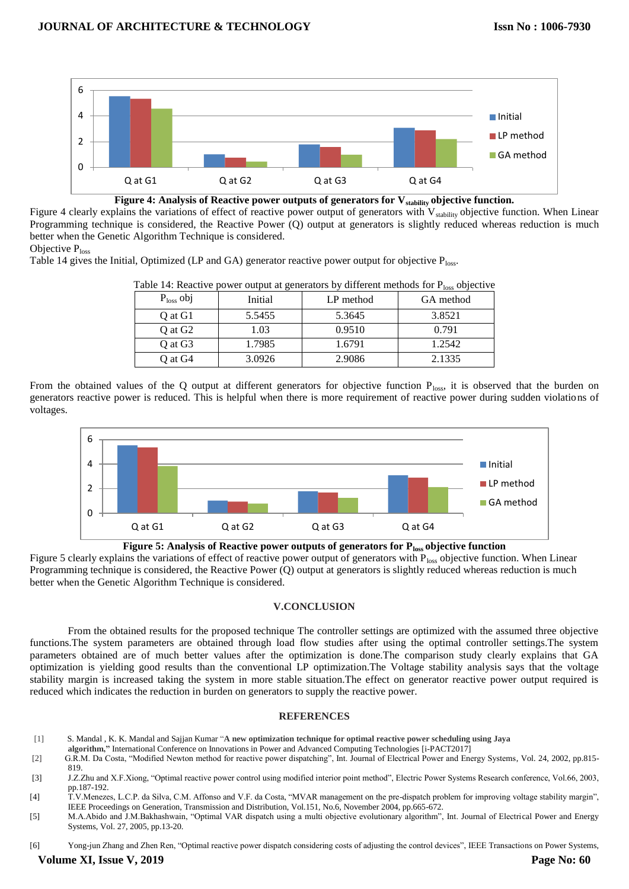**Figure 4: Analysis of Reactive power outputs of generators for $V_{stability}$ objective function.**

Figure 4 clearly explains the variations of effect of reactive power output of generators with $V_{stability}$ objective function. When Linear Programming technique is considered, the Reactive Power (Q) output at generators is slightly reduced whereas reduction is much better when the Genetic Algorithm Technique is considered.

Objective $P_{loss}$

Table 14 gives the Initial, Optimized (LP and GA) generator reactive power output for objective $P_{loss}$.

Table 14: Reactive power output at generators by different methods for $P_{loss}$ objective

| $P_{loss}$ obj | Initial | LP method | GA method |
|---|---|---|---|
| Q at G1 | 5.5455 | 5.3645 | 3.8521 |
| Q at G2 | 1.03 | 0.9510 | 0.791 |
| Q at G3 | 1.7985 | 1.6791 | 1.2542 |
| Q at G4 | 3.0926 | 2.9086 | 2.1335 |

From the obtained values of the Q output at different generators for objective function $P_{loss}$, it is observed that the burden on generators reactive power is reduced. This is helpful when there is more requirement of reactive power during sudden violations of voltages.

**Figure 5: Analysis of Reactive power outputs of generators for $P_{loss}$ objective function**

Figure 5 clearly explains the variations of effect of reactive power output of generators with $P_{loss}$ objective function. When Linear Programming technique is considered, the Reactive Power (Q) output at generators is slightly reduced whereas reduction is much better when the Genetic Algorithm Technique is considered.

## V.CONCLUSION

From the obtained results for the proposed technique The controller settings are optimized with the assumed three objective functions.The system parameters are obtained through load flow studies after using the optimal controller settings.The system parameters obtained are of much better values after the optimization is done.The comparison study clearly explains that GA optimization is yielding good results than the conventional LP optimization.The Voltage stability analysis says that the voltage stability margin is increased taking the system in more stable situation.The effect on generator reactive power output required is reduced which indicates the reduction in burden on generators to supply the reactive power.

## REFERENCES

[1] S. Mandal , K. K. Mandal and Sajjan Kumar "**A new optimization technique for optimal reactive power scheduling using Jaya algorithm,**" International Conference on Innovations in Power and Advanced Computing Technologies [i-PACT2017]

[2] G.R.M. Da Costa, "Modified Newton method for reactive power dispatching", Int. Journal of Electrical Power and Energy Systems, Vol. 24, 2002, pp.815-819.

[3] J.Z.Zhu and X.F.Xiong, "Optimal reactive power control using modified interior point method", Electric Power Systems Research conference, Vol.66, 2003, pp.187-192.

[4] T.V.Menezes, L.C.P. da Silva, C.M. Affonso and V.F. da Costa, "MVAR management on the pre-dispatch problem for improving voltage stability margin", IEEE Proceedings on Generation, Transmission and Distribution, Vol.151, No.6, November 2004, pp.665-672.

[5] M.A.Abido and J.M.Bakhashwain, "Optimal VAR dispatch using a multi objective evolutionary algorithm", Int. Journal of Electrical Power and Energy Systems, Vol. 27, 2005, pp.13-20.

[6] Yong-jun Zhang and Zhen Ren, "Optimal reactive power dispatch considering costs of adjusting the control devices", IEEE Transactions on Power Systems,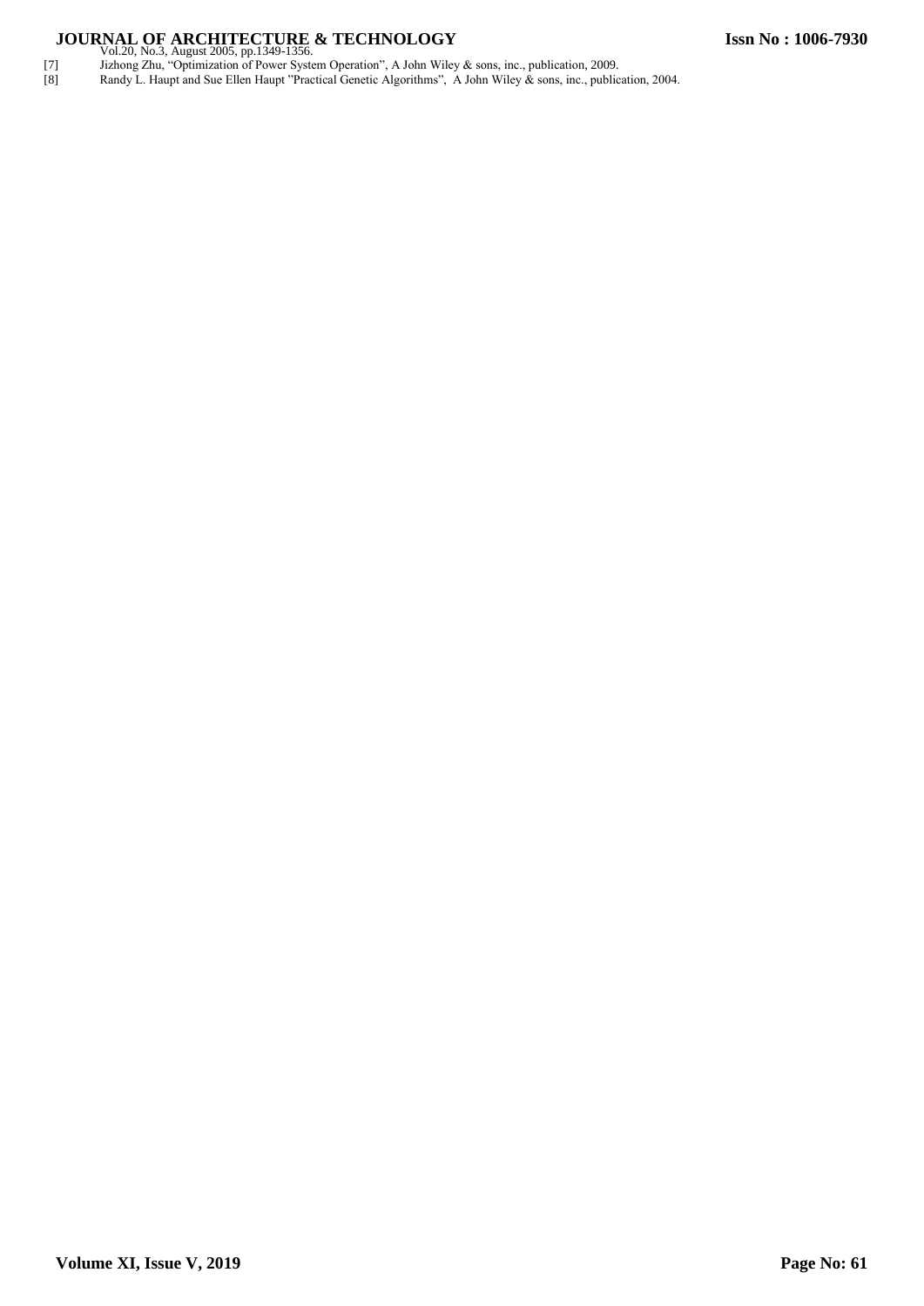Vol.20, No.3, August 2005, pp.1349-1356.

[7] Jizhong Zhu, "Optimization of Power System Operation", A John Wiley & sons, inc., publication, 2009.

[8] Randy L. Haupt and Sue Ellen Haupt "Practical Genetic Algorithms", A John Wiley & sons, inc., publication, 2004.